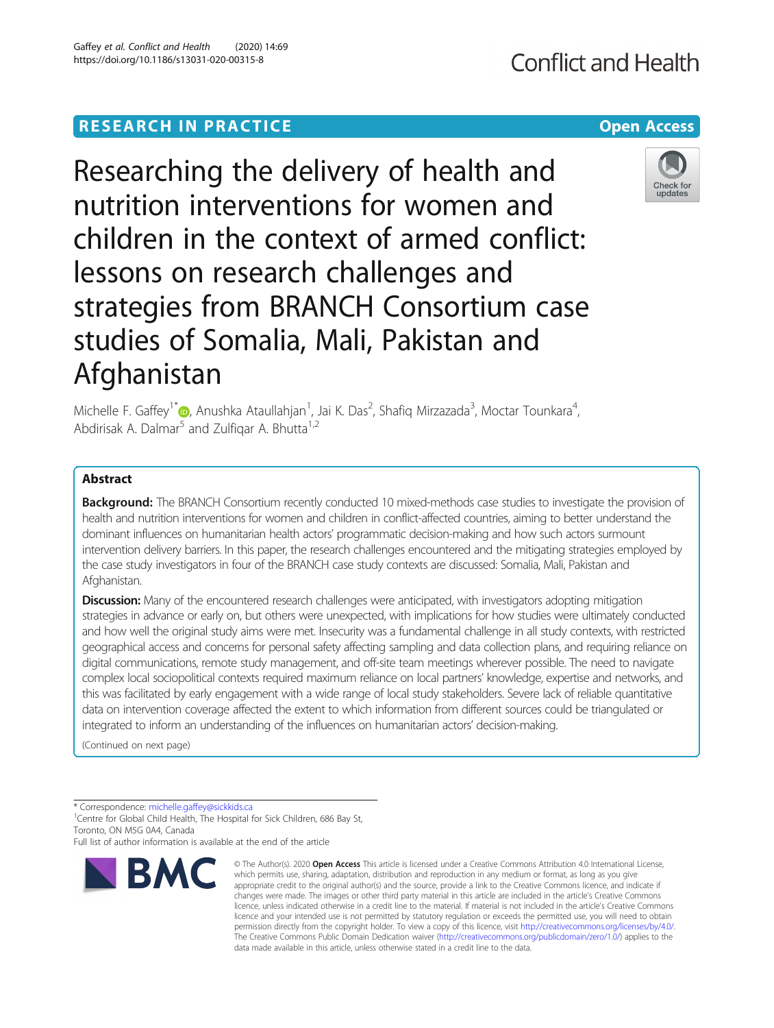RESEARCH IN PRACTICE

Open Access

# Researching the delivery of health and nutrition interventions for women and children in the context of armed conflict: lessons on research challenges and strategies from BRANCH Consortium case studies of Somalia, Mali, Pakistan and Afghanistan

Michelle F. Gaffey[1*], Anushka Ataullahjan[1], Jai K. Das[2], Shafiq Mirzazada[3], Moctar Tounkara[4], Abdirisak A. Dalmar[5] and Zulfiqar A. Bhutta[1,2]

## Abstract

**Background:** The BRANCH Consortium recently conducted 10 mixed-methods case studies to investigate the provision of health and nutrition interventions for women and children in conflict-affected countries, aiming to better understand the dominant influences on humanitarian health actors' programmatic decision-making and how such actors surmount intervention delivery barriers. In this paper, the research challenges encountered and the mitigating strategies employed by the case study investigators in four of the BRANCH case study contexts are discussed: Somalia, Mali, Pakistan and Afghanistan.

**Discussion:** Many of the encountered research challenges were anticipated, with investigators adopting mitigation strategies in advance or early on, but others were unexpected, with implications for how studies were ultimately conducted and how well the original study aims were met. Insecurity was a fundamental challenge in all study contexts, with restricted geographical access and concerns for personal safety affecting sampling and data collection plans, and requiring reliance on digital communications, remote study management, and off-site team meetings wherever possible. The need to navigate complex local sociopolitical contexts required maximum reliance on local partners' knowledge, expertise and networks, and this was facilitated by early engagement with a wide range of local study stakeholders. Severe lack of reliable quantitative data on intervention coverage affected the extent to which information from different sources could be triangulated or integrated to inform an understanding of the influences on humanitarian actors' decision-making.

(Continued on next page)

* Correspondence: michelle.gaffey@sickkids.ca

[1]Centre for Global Child Health, The Hospital for Sick Children, 686 Bay St, Toronto, ON M5G 0A4, Canada

Full list of author information is available at the end of the article

© The Author(s). 2020 **Open Access** This article is licensed under a Creative Commons Attribution 4.0 International License, which permits use, sharing, adaptation, distribution and reproduction in any medium or format, as long as you give appropriate credit to the original author(s) and the source, provide a link to the Creative Commons licence, and indicate if changes were made. The images or other third party material in this article are included in the article's Creative Commons licence, unless indicated otherwise in a credit line to the material. If material is not included in the article's Creative Commons licence and your intended use is not permitted by statutory regulation or exceeds the permitted use, you will need to obtain permission directly from the copyright holder. To view a copy of this licence, visit http://creativecommons.org/licenses/by/4.0/. The Creative Commons Public Domain Dedication waiver (http://creativecommons.org/publicdomain/zero/1.0/) applies to the data made available in this article, unless otherwise stated in a credit line to the data.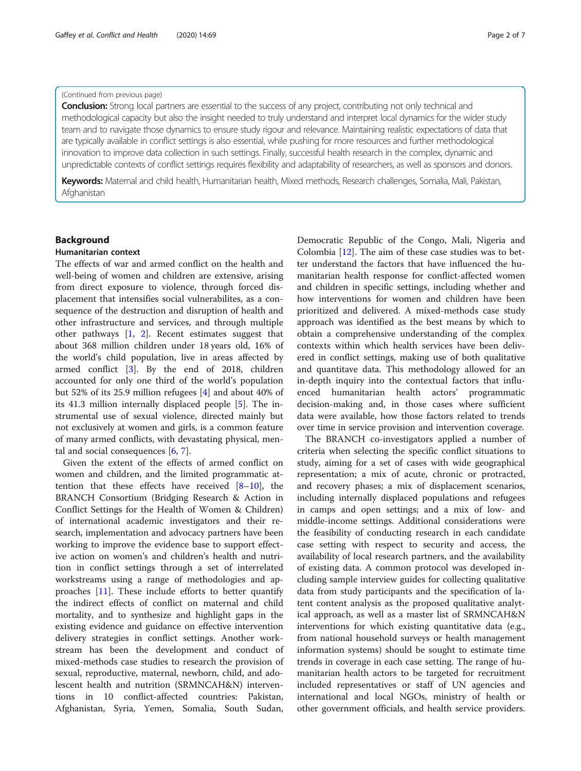(Continued from previous page)

**Conclusion:** Strong local partners are essential to the success of any project, contributing not only technical and methodological capacity but also the insight needed to truly understand and interpret local dynamics for the wider study team and to navigate those dynamics to ensure study rigour and relevance. Maintaining realistic expectations of data that are typically available in conflict settings is also essential, while pushing for more resources and further methodological innovation to improve data collection in such settings. Finally, successful health research in the complex, dynamic and unpredictable contexts of conflict settings requires flexibility and adaptability of researchers, as well as sponsors and donors.

**Keywords:** Maternal and child health, Humanitarian health, Mixed methods, Research challenges, Somalia, Mali, Pakistan, Afghanistan

## Background

### Humanitarian context

The effects of war and armed conflict on the health and well-being of women and children are extensive, arising from direct exposure to violence, through forced displacement that intensifies social vulnerabilites, as a consequence of the destruction and disruption of health and other infrastructure and services, and through multiple other pathways [1, 2]. Recent estimates suggest that about 368 million children under 18 years old, 16% of the world's child population, live in areas affected by armed conflict [3]. By the end of 2018, children accounted for only one third of the world's population but 52% of its 25.9 million refugees [4] and about 40% of its 41.3 million internally displaced people [5]. The instrumental use of sexual violence, directed mainly but not exclusively at women and girls, is a common feature of many armed conflicts, with devastating physical, mental and social consequences [6, 7].

Given the extent of the effects of armed conflict on women and children, and the limited programmatic attention that these effects have received [8–10], the BRANCH Consortium (Bridging Research & Action in Conflict Settings for the Health of Women & Children) of international academic investigators and their research, implementation and advocacy partners have been working to improve the evidence base to support effective action on women's and children's health and nutrition in conflict settings through a set of interrelated workstreams using a range of methodologies and approaches [11]. These include efforts to better quantify the indirect effects of conflict on maternal and child mortality, and to synthesize and highlight gaps in the existing evidence and guidance on effective intervention delivery strategies in conflict settings. Another workstream has been the development and conduct of mixed-methods case studies to research the provision of sexual, reproductive, maternal, newborn, child, and adolescent health and nutrition (SRMNCAH&N) interventions in 10 conflict-affected countries: Pakistan, Afghanistan, Syria, Yemen, Somalia, South Sudan, Democratic Republic of the Congo, Mali, Nigeria and Colombia [12]. The aim of these case studies was to better understand the factors that have influenced the humanitarian health response for conflict-affected women and children in specific settings, including whether and how interventions for women and children have been prioritized and delivered. A mixed-methods case study approach was identified as the best means by which to obtain a comprehensive understanding of the complex contexts within which health services have been delivered in conflict settings, making use of both qualitative and quantitave data. This methodology allowed for an in-depth inquiry into the contextual factors that influenced humanitarian health actors' programmatic decision-making and, in those cases where sufficient data were available, how those factors related to trends over time in service provision and intervention coverage.

The BRANCH co-investigators applied a number of criteria when selecting the specific conflict situations to study, aiming for a set of cases with wide geographical representation; a mix of acute, chronic or protracted, and recovery phases; a mix of displacement scenarios, including internally displaced populations and refugees in camps and open settings; and a mix of low- and middle-income settings. Additional considerations were the feasibility of conducting research in each candidate case setting with respect to security and access, the availability of local research partners, and the availability of existing data. A common protocol was developed including sample interview guides for collecting qualitative data from study participants and the specification of latent content analysis as the proposed qualitative analytical approach, as well as a master list of SRMNCAH&N interventions for which existing quantitative data (e.g., from national household surveys or health management information systems) should be sought to estimate time trends in coverage in each case setting. The range of humanitarian health actors to be targeted for recruitment included representatives or staff of UN agencies and international and local NGOs, ministry of health or other government officials, and health service providers.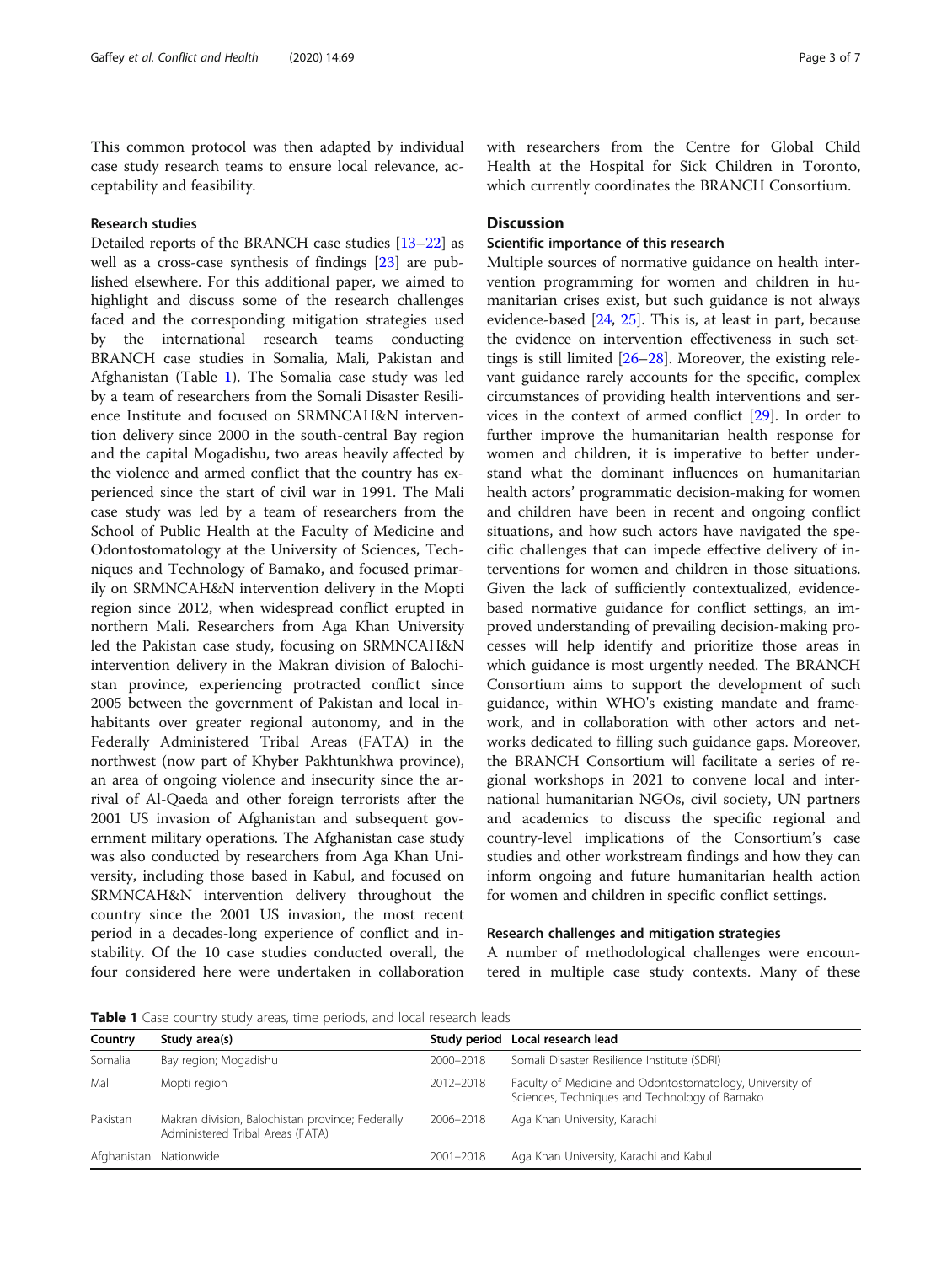This common protocol was then adapted by individual case study research teams to ensure local relevance, acceptability and feasibility.

### Research studies

Detailed reports of the BRANCH case studies [13–22] as well as a cross-case synthesis of findings [23] are published elsewhere. For this additional paper, we aimed to highlight and discuss some of the research challenges faced and the corresponding mitigation strategies used by the international research teams conducting BRANCH case studies in Somalia, Mali, Pakistan and Afghanistan (Table 1). The Somalia case study was led by a team of researchers from the Somali Disaster Resilience Institute and focused on SRMNCAH&N intervention delivery since 2000 in the south-central Bay region and the capital Mogadishu, two areas heavily affected by the violence and armed conflict that the country has experienced since the start of civil war in 1991. The Mali case study was led by a team of researchers from the School of Public Health at the Faculty of Medicine and Odontostomatology at the University of Sciences, Techniques and Technology of Bamako, and focused primarily on SRMNCAH&N intervention delivery in the Mopti region since 2012, when widespread conflict erupted in northern Mali. Researchers from Aga Khan University led the Pakistan case study, focusing on SRMNCAH&N intervention delivery in the Makran division of Balochistan province, experiencing protracted conflict since 2005 between the government of Pakistan and local inhabitants over greater regional autonomy, and in the Federally Administered Tribal Areas (FATA) in the northwest (now part of Khyber Pakhtunkhwa province), an area of ongoing violence and insecurity since the arrival of Al-Qaeda and other foreign terrorists after the 2001 US invasion of Afghanistan and subsequent government military operations. The Afghanistan case study was also conducted by researchers from Aga Khan University, including those based in Kabul, and focused on SRMNCAH&N intervention delivery throughout the country since the 2001 US invasion, the most recent period in a decades-long experience of conflict and instability. Of the 10 case studies conducted overall, the four considered here were undertaken in collaboration with researchers from the Centre for Global Child Health at the Hospital for Sick Children in Toronto, which currently coordinates the BRANCH Consortium.

## Discussion

### Scientific importance of this research

Multiple sources of normative guidance on health intervention programming for women and children in humanitarian crises exist, but such guidance is not always evidence-based [24, 25]. This is, at least in part, because the evidence on intervention effectiveness in such settings is still limited [26–28]. Moreover, the existing relevant guidance rarely accounts for the specific, complex circumstances of providing health interventions and services in the context of armed conflict [29]. In order to further improve the humanitarian health response for women and children, it is imperative to better understand what the dominant influences on humanitarian health actors' programmatic decision-making for women and children have been in recent and ongoing conflict situations, and how such actors have navigated the specific challenges that can impede effective delivery of interventions for women and children in those situations. Given the lack of sufficiently contextualized, evidence-based normative guidance for conflict settings, an improved understanding of prevailing decision-making processes will help identify and prioritize those areas in which guidance is most urgently needed. The BRANCH Consortium aims to support the development of such guidance, within WHO's existing mandate and framework, and in collaboration with other actors and networks dedicated to filling such guidance gaps. Moreover, the BRANCH Consortium will facilitate a series of regional workshops in 2021 to convene local and international humanitarian NGOs, civil society, UN partners and academics to discuss the specific regional and country-level implications of the Consortium's case studies and other workstream findings and how they can inform ongoing and future humanitarian health action for women and children in specific conflict settings.

### Research challenges and mitigation strategies

A number of methodological challenges were encountered in multiple case study contexts. Many of these

**Table 1** Case country study areas, time periods, and local research leads

| Country | Study area(s) | Study period | Local research lead |
|---|---|---|---|
| Somalia | Bay region; Mogadishu | 2000–2018 | Somali Disaster Resilience Institute (SDRI) |
| Mali | Mopti region | 2012–2018 | Faculty of Medicine and Odontostomatology, University of Sciences, Techniques and Technology of Bamako |
| Pakistan | Makran division, Balochistan province; Federally Administered Tribal Areas (FATA) | 2006–2018 | Aga Khan University, Karachi |
| Afghanistan | Nationwide | 2001–2018 | Aga Khan University, Karachi and Kabul |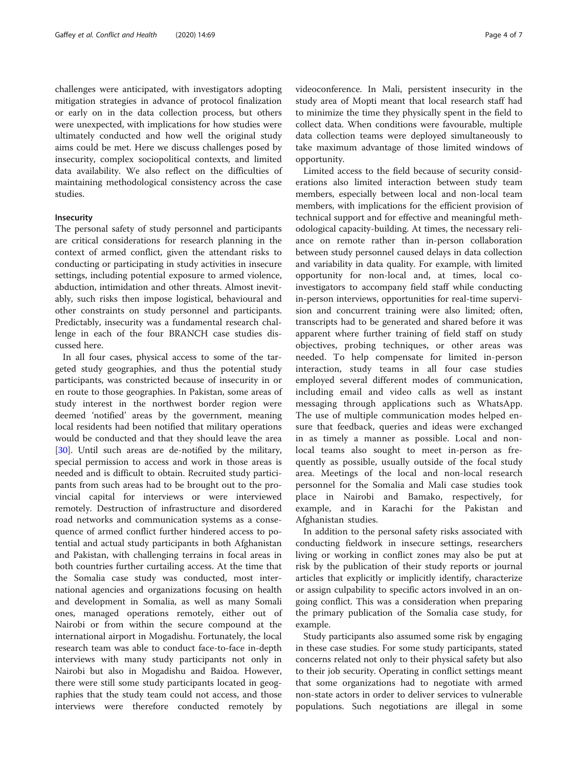challenges were anticipated, with investigators adopting mitigation strategies in advance of protocol finalization or early on in the data collection process, but others were unexpected, with implications for how studies were ultimately conducted and how well the original study aims could be met. Here we discuss challenges posed by insecurity, complex sociopolitical contexts, and limited data availability. We also reflect on the difficulties of maintaining methodological consistency across the case studies.

### Insecurity

The personal safety of study personnel and participants are critical considerations for research planning in the context of armed conflict, given the attendant risks to conducting or participating in study activities in insecure settings, including potential exposure to armed violence, abduction, intimidation and other threats. Almost inevitably, such risks then impose logistical, behavioural and other constraints on study personnel and participants. Predictably, insecurity was a fundamental research challenge in each of the four BRANCH case studies discussed here.

In all four cases, physical access to some of the targeted study geographies, and thus the potential study participants, was constricted because of insecurity in or en route to those geographies. In Pakistan, some areas of study interest in the northwest border region were deemed 'notified' areas by the government, meaning local residents had been notified that military operations would be conducted and that they should leave the area [30]. Until such areas are de-notified by the military, special permission to access and work in those areas is needed and is difficult to obtain. Recruited study participants from such areas had to be brought out to the provincial capital for interviews or were interviewed remotely. Destruction of infrastructure and disordered road networks and communication systems as a consequence of armed conflict further hindered access to potential and actual study participants in both Afghanistan and Pakistan, with challenging terrains in focal areas in both countries further curtailing access. At the time that the Somalia case study was conducted, most international agencies and organizations focusing on health and development in Somalia, as well as many Somali ones, managed operations remotely, either out of Nairobi or from within the secure compound at the international airport in Mogadishu. Fortunately, the local research team was able to conduct face-to-face in-depth interviews with many study participants not only in Nairobi but also in Mogadishu and Baidoa. However, there were still some study participants located in geographies that the study team could not access, and those interviews were therefore conducted remotely by videoconference. In Mali, persistent insecurity in the study area of Mopti meant that local research staff had to minimize the time they physically spent in the field to collect data. When conditions were favourable, multiple data collection teams were deployed simultaneously to take maximum advantage of those limited windows of opportunity.

Limited access to the field because of security considerations also limited interaction between study team members, especially between local and non-local team members, with implications for the efficient provision of technical support and for effective and meaningful methodological capacity-building. At times, the necessary reliance on remote rather than in-person collaboration between study personnel caused delays in data collection and variability in data quality. For example, with limited opportunity for non-local and, at times, local co-investigators to accompany field staff while conducting in-person interviews, opportunities for real-time supervision and concurrent training were also limited; often, transcripts had to be generated and shared before it was apparent where further training of field staff on study objectives, probing techniques, or other areas was needed. To help compensate for limited in-person interaction, study teams in all four case studies employed several different modes of communication, including email and video calls as well as instant messaging through applications such as WhatsApp. The use of multiple communication modes helped ensure that feedback, queries and ideas were exchanged in as timely a manner as possible. Local and non-local teams also sought to meet in-person as frequently as possible, usually outside of the focal study area. Meetings of the local and non-local research personnel for the Somalia and Mali case studies took place in Nairobi and Bamako, respectively, for example, and in Karachi for the Pakistan and Afghanistan studies.

In addition to the personal safety risks associated with conducting fieldwork in insecure settings, researchers living or working in conflict zones may also be put at risk by the publication of their study reports or journal articles that explicitly or implicitly identify, characterize or assign culpability to specific actors involved in an ongoing conflict. This was a consideration when preparing the primary publication of the Somalia case study, for example.

Study participants also assumed some risk by engaging in these case studies. For some study participants, stated concerns related not only to their physical safety but also to their job security. Operating in conflict settings meant that some organizations had to negotiate with armed non-state actors in order to deliver services to vulnerable populations. Such negotiations are illegal in some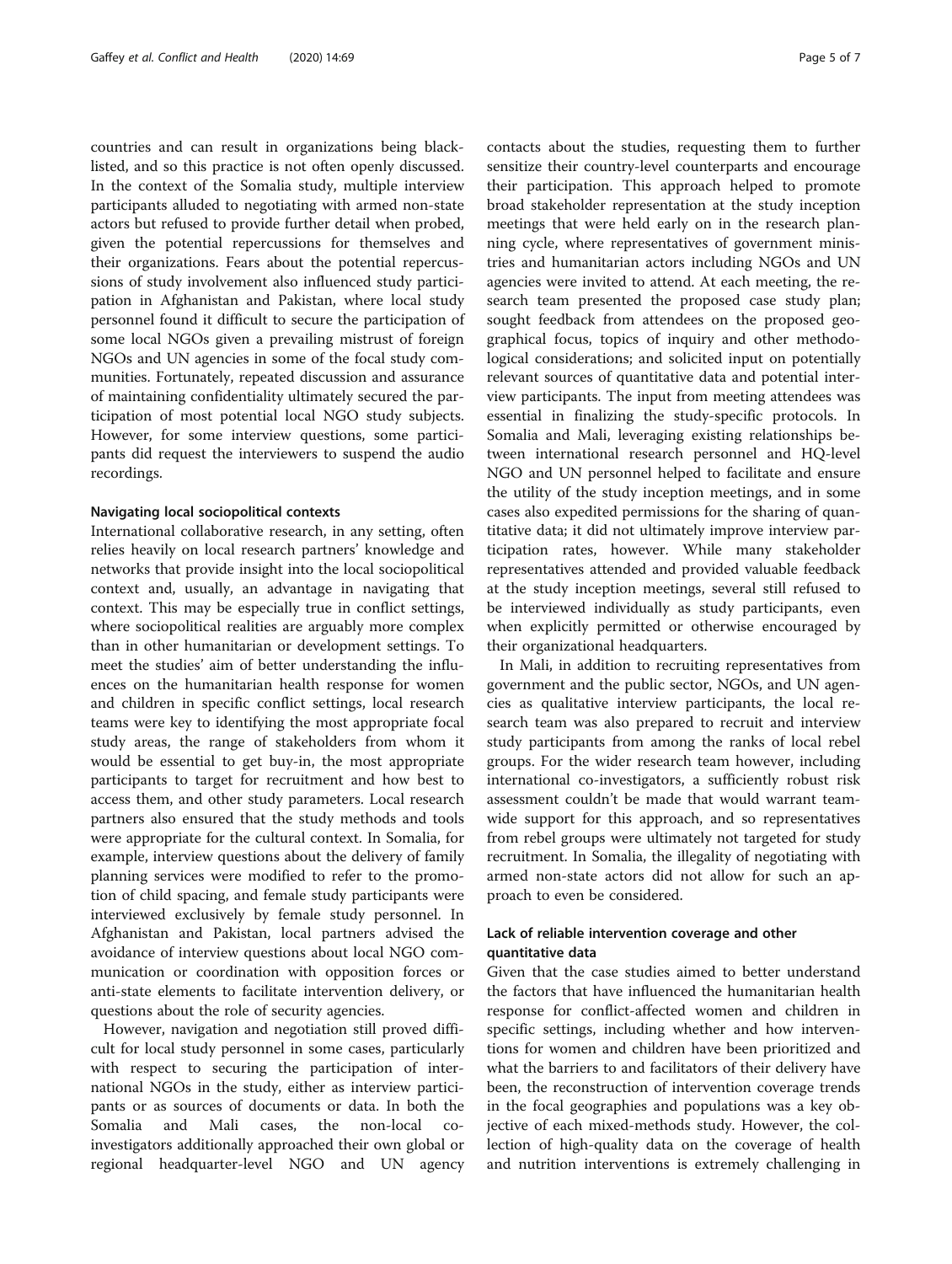countries and can result in organizations being blacklisted, and so this practice is not often openly discussed. In the context of the Somalia study, multiple interview participants alluded to negotiating with armed non-state actors but refused to provide further detail when probed, given the potential repercussions for themselves and their organizations. Fears about the potential repercussions of study involvement also influenced study participation in Afghanistan and Pakistan, where local study personnel found it difficult to secure the participation of some local NGOs given a prevailing mistrust of foreign NGOs and UN agencies in some of the focal study communities. Fortunately, repeated discussion and assurance of maintaining confidentiality ultimately secured the participation of most potential local NGO study subjects. However, for some interview questions, some participants did request the interviewers to suspend the audio recordings.

#### Navigating local sociopolitical contexts

International collaborative research, in any setting, often relies heavily on local research partners' knowledge and networks that provide insight into the local sociopolitical context and, usually, an advantage in navigating that context. This may be especially true in conflict settings, where sociopolitical realities are arguably more complex than in other humanitarian or development settings. To meet the studies' aim of better understanding the influences on the humanitarian health response for women and children in specific conflict settings, local research teams were key to identifying the most appropriate focal study areas, the range of stakeholders from whom it would be essential to get buy-in, the most appropriate participants to target for recruitment and how best to access them, and other study parameters. Local research partners also ensured that the study methods and tools were appropriate for the cultural context. In Somalia, for example, interview questions about the delivery of family planning services were modified to refer to the promotion of child spacing, and female study participants were interviewed exclusively by female study personnel. In Afghanistan and Pakistan, local partners advised the avoidance of interview questions about local NGO communication or coordination with opposition forces or anti-state elements to facilitate intervention delivery, or questions about the role of security agencies.

However, navigation and negotiation still proved difficult for local study personnel in some cases, particularly with respect to securing the participation of international NGOs in the study, either as interview participants or as sources of documents or data. In both the Somalia and Mali cases, the non-local co-investigators additionally approached their own global or regional headquarter-level NGO and UN agency contacts about the studies, requesting them to further sensitize their country-level counterparts and encourage their participation. This approach helped to promote broad stakeholder representation at the study inception meetings that were held early on in the research planning cycle, where representatives of government ministries and humanitarian actors including NGOs and UN agencies were invited to attend. At each meeting, the research team presented the proposed case study plan; sought feedback from attendees on the proposed geographical focus, topics of inquiry and other methodological considerations; and solicited input on potentially relevant sources of quantitative data and potential interview participants. The input from meeting attendees was essential in finalizing the study-specific protocols. In Somalia and Mali, leveraging existing relationships between international research personnel and HQ-level NGO and UN personnel helped to facilitate and ensure the utility of the study inception meetings, and in some cases also expedited permissions for the sharing of quantitative data; it did not ultimately improve interview participation rates, however. While many stakeholder representatives attended and provided valuable feedback at the study inception meetings, several still refused to be interviewed individually as study participants, even when explicitly permitted or otherwise encouraged by their organizational headquarters.

In Mali, in addition to recruiting representatives from government and the public sector, NGOs, and UN agencies as qualitative interview participants, the local research team was also prepared to recruit and interview study participants from among the ranks of local rebel groups. For the wider research team however, including international co-investigators, a sufficiently robust risk assessment couldn't be made that would warrant team-wide support for this approach, and so representatives from rebel groups were ultimately not targeted for study recruitment. In Somalia, the illegality of negotiating with armed non-state actors did not allow for such an approach to even be considered.

### Lack of reliable intervention coverage and other quantitative data

Given that the case studies aimed to better understand the factors that have influenced the humanitarian health response for conflict-affected women and children in specific settings, including whether and how interventions for women and children have been prioritized and what the barriers to and facilitators of their delivery have been, the reconstruction of intervention coverage trends in the focal geographies and populations was a key objective of each mixed-methods study. However, the collection of high-quality data on the coverage of health and nutrition interventions is extremely challenging in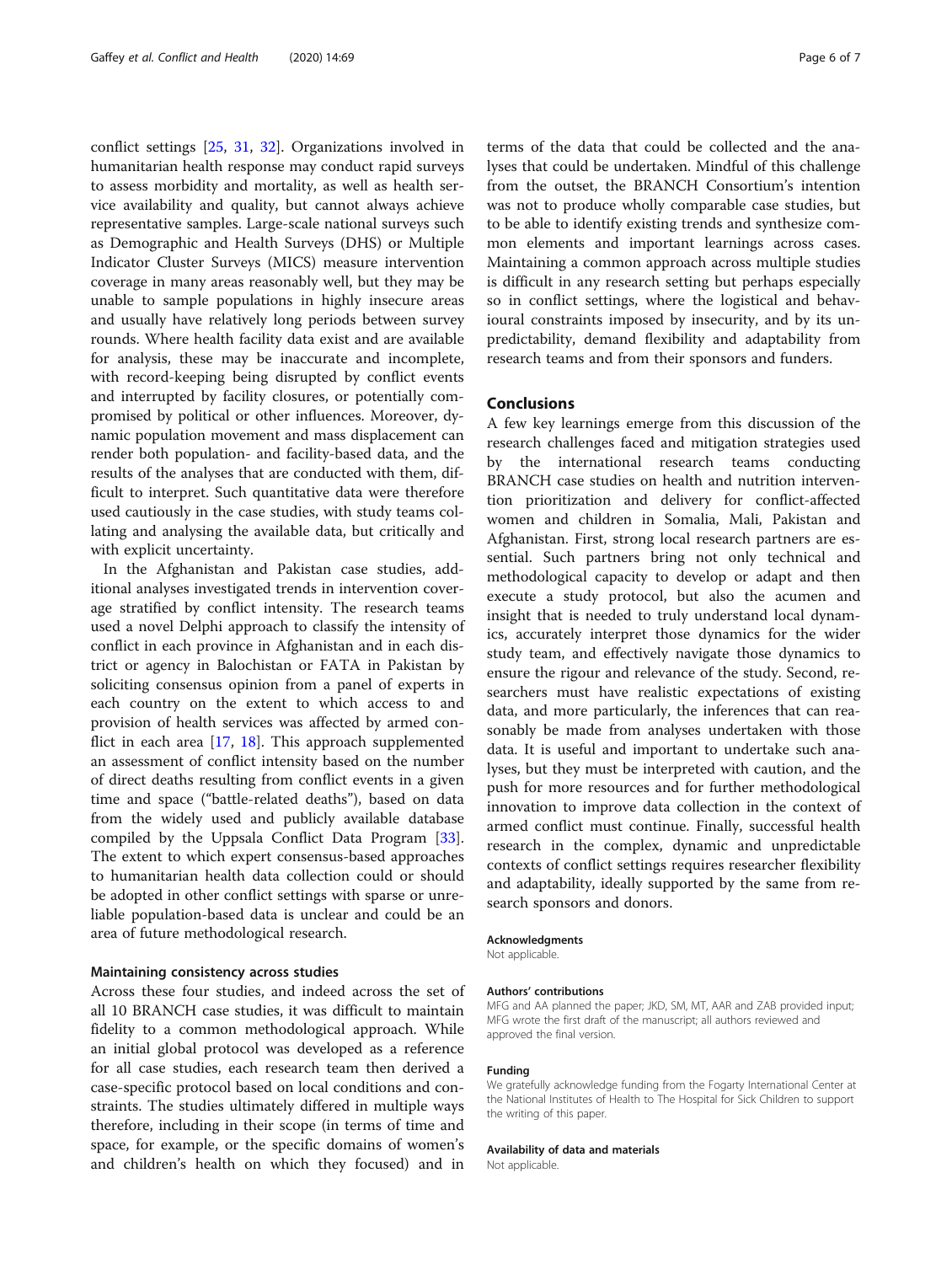conflict settings [25, 31, 32]. Organizations involved in humanitarian health response may conduct rapid surveys to assess morbidity and mortality, as well as health service availability and quality, but cannot always achieve representative samples. Large-scale national surveys such as Demographic and Health Surveys (DHS) or Multiple Indicator Cluster Surveys (MICS) measure intervention coverage in many areas reasonably well, but they may be unable to sample populations in highly insecure areas and usually have relatively long periods between survey rounds. Where health facility data exist and are available for analysis, these may be inaccurate and incomplete, with record-keeping being disrupted by conflict events and interrupted by facility closures, or potentially compromised by political or other influences. Moreover, dynamic population movement and mass displacement can render both population- and facility-based data, and the results of the analyses that are conducted with them, difficult to interpret. Such quantitative data were therefore used cautiously in the case studies, with study teams collating and analysing the available data, but critically and with explicit uncertainty.

In the Afghanistan and Pakistan case studies, additional analyses investigated trends in intervention coverage stratified by conflict intensity. The research teams used a novel Delphi approach to classify the intensity of conflict in each province in Afghanistan and in each district or agency in Balochistan or FATA in Pakistan by soliciting consensus opinion from a panel of experts in each country on the extent to which access to and provision of health services was affected by armed conflict in each area [17, 18]. This approach supplemented an assessment of conflict intensity based on the number of direct deaths resulting from conflict events in a given time and space ("battle-related deaths"), based on data from the widely used and publicly available database compiled by the Uppsala Conflict Data Program [33]. The extent to which expert consensus-based approaches to humanitarian health data collection could or should be adopted in other conflict settings with sparse or unreliable population-based data is unclear and could be an area of future methodological research.

### Maintaining consistency across studies

Across these four studies, and indeed across the set of all 10 BRANCH case studies, it was difficult to maintain fidelity to a common methodological approach. While an initial global protocol was developed as a reference for all case studies, each research team then derived a case-specific protocol based on local conditions and constraints. The studies ultimately differed in multiple ways therefore, including in their scope (in terms of time and space, for example, or the specific domains of women's and children's health on which they focused) and in terms of the data that could be collected and the analyses that could be undertaken. Mindful of this challenge from the outset, the BRANCH Consortium's intention was not to produce wholly comparable case studies, but to be able to identify existing trends and synthesize common elements and important learnings across cases. Maintaining a common approach across multiple studies is difficult in any research setting but perhaps especially so in conflict settings, where the logistical and behavioural constraints imposed by insecurity, and by its unpredictability, demand flexibility and adaptability from research teams and from their sponsors and funders.

## Conclusions

A few key learnings emerge from this discussion of the research challenges faced and mitigation strategies used by the international research teams conducting BRANCH case studies on health and nutrition intervention prioritization and delivery for conflict-affected women and children in Somalia, Mali, Pakistan and Afghanistan. First, strong local research partners are essential. Such partners bring not only technical and methodological capacity to develop or adapt and then execute a study protocol, but also the acumen and insight that is needed to truly understand local dynamics, accurately interpret those dynamics for the wider study team, and effectively navigate those dynamics to ensure the rigour and relevance of the study. Second, researchers must have realistic expectations of existing data, and more particularly, the inferences that can reasonably be made from analyses undertaken with those data. It is useful and important to undertake such analyses, but they must be interpreted with caution, and the push for more resources and for further methodological innovation to improve data collection in the context of armed conflict must continue. Finally, successful health research in the complex, dynamic and unpredictable contexts of conflict settings requires researcher flexibility and adaptability, ideally supported by the same from research sponsors and donors.

#### Acknowledgments

Not applicable.

#### Authors' contributions

MFG and AA planned the paper; JKD, SM, MT, AAR and ZAB provided input; MFG wrote the first draft of the manuscript; all authors reviewed and approved the final version.

#### Funding

We gratefully acknowledge funding from the Fogarty International Center at the National Institutes of Health to The Hospital for Sick Children to support the writing of this paper.

#### Availability of data and materials

Not applicable.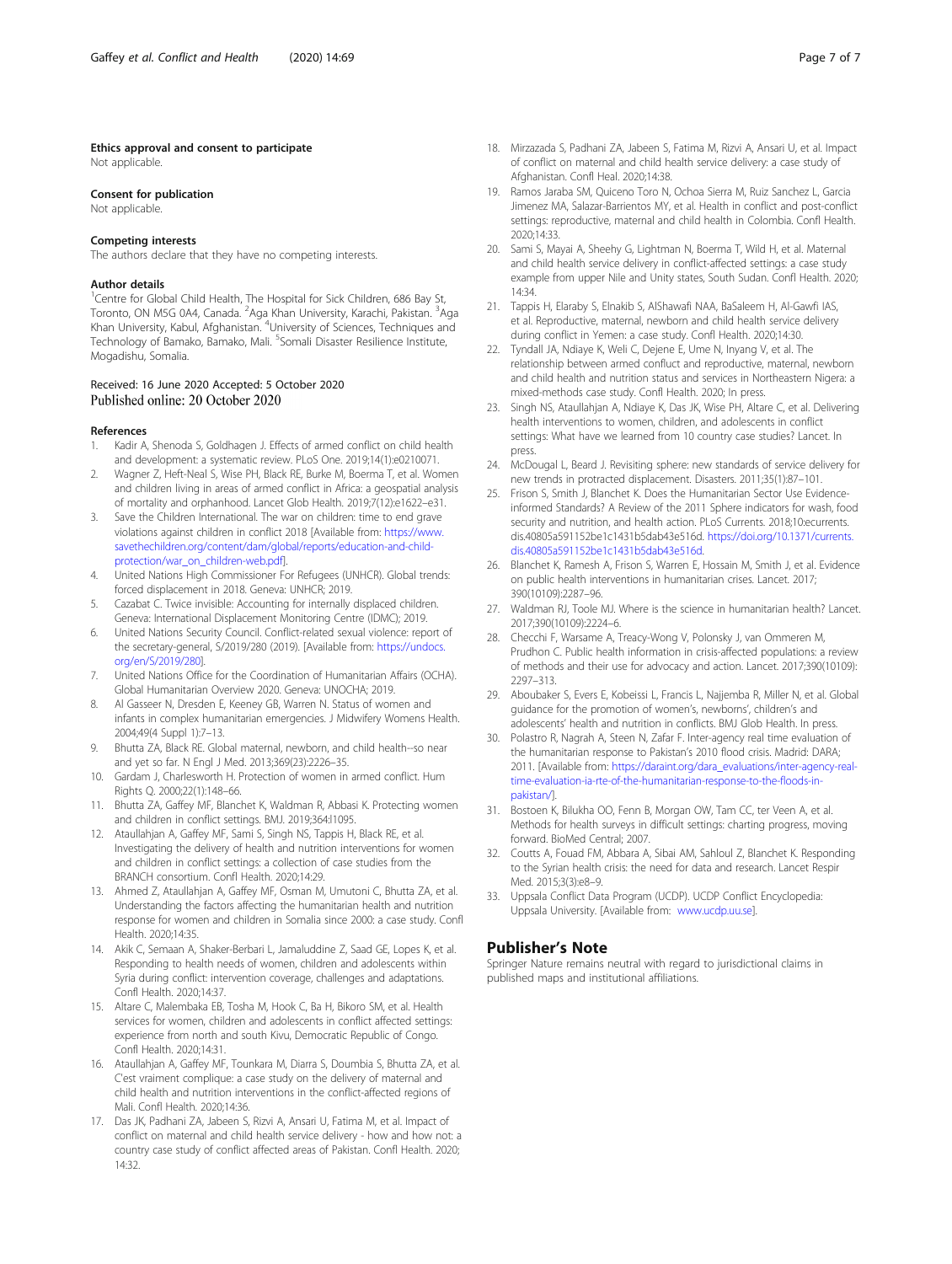### Ethics approval and consent to participate

Not applicable.

### Consent for publication

Not applicable.

### Competing interests

The authors declare that they have no competing interests.

### Author details

[1]Centre for Global Child Health, The Hospital for Sick Children, 686 Bay St, Toronto, ON M5G 0A4, Canada. [2]Aga Khan University, Karachi, Pakistan. [3]Aga Khan University, Kabul, Afghanistan. [4]University of Sciences, Techniques and Technology of Bamako, Bamako, Mali. [5]Somali Disaster Resilience Institute, Mogadishu, Somalia.

Received: 16 June 2020 Accepted: 5 October 2020
Published online: 20 October 2020

### References

1. Kadir A, Shenoda S, Goldhagen J. Effects of armed conflict on child health and development: a systematic review. PLoS One. 2019;14(1):e0210071.
2. Wagner Z, Heft-Neal S, Wise PH, Black RE, Burke M, Boerma T, et al. Women and children living in areas of armed conflict in Africa: a geospatial analysis of mortality and orphanhood. Lancet Glob Health. 2019;7(12):e1622–e31.
3. Save the Children International. The war on children: time to end grave violations against children in conflict 2018 [Available from: https://www.savethechildren.org/content/dam/global/reports/education-and-child-protection/war_on_children-web.pdf].
4. United Nations High Commissioner For Refugees (UNHCR). Global trends: forced displacement in 2018. Geneva: UNHCR; 2019.
5. Cazabat C. Twice invisible: Accounting for internally displaced children. Geneva: International Displacement Monitoring Centre (IDMC); 2019.
6. United Nations Security Council. Conflict-related sexual violence: report of the secretary-general, S/2019/280 (2019). [Available from: https://undocs.org/en/S/2019/280].
7. United Nations Office for the Coordination of Humanitarian Affairs (OCHA). Global Humanitarian Overview 2020. Geneva: UNOCHA; 2019.
8. Al Gasseer N, Dresden E, Keeney GB, Warren N. Status of women and infants in complex humanitarian emergencies. J Midwifery Womens Health. 2004;49(4 Suppl 1):7–13.
9. Bhutta ZA, Black RE. Global maternal, newborn, and child health--so near and yet so far. N Engl J Med. 2013;369(23):2226–35.
10. Gardam J, Charlesworth H. Protection of women in armed conflict. Hum Rights Q. 2000;22(1):148–66.
11. Bhutta ZA, Gaffey MF, Blanchet K, Waldman R, Abbasi K. Protecting women and children in conflict settings. BMJ. 2019;364:l1095.
12. Ataullahjan A, Gaffey MF, Sami S, Singh NS, Tappis H, Black RE, et al. Investigating the delivery of health and nutrition interventions for women and children in conflict settings: a collection of case studies from the BRANCH consortium. Confl Health. 2020;14:29.
13. Ahmed Z, Ataullahjan A, Gaffey MF, Osman M, Umutoni C, Bhutta ZA, et al. Understanding the factors affecting the humanitarian health and nutrition response for women and children in Somalia since 2000: a case study. Confl Health. 2020;14:35.
14. Akik C, Semaan A, Shaker-Berbari L, Jamaluddine Z, Saad GE, Lopes K, et al. Responding to health needs of women, children and adolescents within Syria during conflict: intervention coverage, challenges and adaptations. Confl Health. 2020;14:37.
15. Altare C, Malembaka EB, Tosha M, Hook C, Ba H, Bikoro SM, et al. Health services for women, children and adolescents in conflict affected settings: experience from north and south Kivu, Democratic Republic of Congo. Confl Health. 2020;14:31.
16. Ataullahjan A, Gaffey MF, Tounkara M, Diarra S, Doumbia S, Bhutta ZA, et al. C'est vraiment compliqué: a case study on the delivery of maternal and child health and nutrition interventions in the conflict-affected regions of Mali. Confl Health. 2020;14:36.
17. Das JK, Padhani ZA, Jabeen S, Rizvi A, Ansari U, Fatima M, et al. Impact of conflict on maternal and child health service delivery - how and how not: a country case study of conflict affected areas of Pakistan. Confl Health. 2020; 14:32.
18. Mirzazada S, Padhani ZA, Jabeen S, Fatima M, Rizvi A, Ansari U, et al. Impact of conflict on maternal and child health service delivery: a case study of Afghanistan. Confl Heal. 2020;14:38.
19. Ramos Jaraba SM, Quiceno Toro N, Ochoa Sierra M, Ruiz Sanchez L, Garcia Jimenez MA, Salazar-Barrientos MY, et al. Health in conflict and post-conflict settings: reproductive, maternal and child health in Colombia. Confl Health. 2020;14:33.
20. Sami S, Mayai A, Sheehy G, Lightman N, Boerma T, Wild H, et al. Maternal and child health service delivery in conflict-affected settings: a case study example from upper Nile and Unity states, South Sudan. Confl Health. 2020; 14:34.
21. Tappis H, Elaraby S, Elnakib S, AlShawafi NAA, BaSaleem H, Al-Gawfi IAS, et al. Reproductive, maternal, newborn and child health service delivery during conflict in Yemen: a case study. Confl Health. 2020;14:30.
22. Tyndall JA, Ndiaye K, Weli C, Dejene E, Ume N, Inyang V, et al. The relationship between armed conflict and reproductive, maternal, newborn and child health and nutrition status and services in Northeastern Nigera: a mixed-methods case study. Confl Health. 2020; In press.
23. Singh NS, Ataullahjan A, Ndiaye K, Das JK, Wise PH, Altare C, et al. Delivering health interventions to women, children, and adolescents in conflict settings: What have we learned from 10 country case studies? Lancet. In press.
24. McDougal L, Beard J. Revisiting sphere: new standards of service delivery for new trends in protracted displacement. Disasters. 2011;35(1):87–101.
25. Frison S, Smith J, Blanchet K. Does the Humanitarian Sector Use Evidence-informed Standards? A Review of the 2011 Sphere indicators for wash, food security and nutrition, and health action. PLoS Currents. 2018;10:ecurrents.dis.40805a591152be1c1431b5dab43e516d. https://doi.org/10.1371/currents.dis.40805a591152be1c1431b5dab43e516d.
26. Blanchet K, Ramesh A, Frison S, Warren E, Hossain M, Smith J, et al. Evidence on public health interventions in humanitarian crises. Lancet. 2017; 390(10109):2287–96.
27. Waldman RJ, Toole MJ. Where is the science in humanitarian health? Lancet. 2017;390(10109):2224–6.
28. Checchi F, Warsame A, Treacy-Wong V, Polonsky J, van Ommeren M, Prudhon C. Public health information in crisis-affected populations: a review of methods and their use for advocacy and action. Lancet. 2017;390(10109): 2297–313.
29. Aboubaker S, Evers E, Kobeissi L, Francis L, Najjemba R, Miller N, et al. Global guidance for the promotion of women's, newborns', children's and adolescents' health and nutrition in conflicts. BMJ Glob Health. In press.
30. Polastro R, Nagrah A, Steen N, Zafar F. Inter-agency real time evaluation of the humanitarian response to Pakistan's 2010 flood crisis. Madrid: DARA; 2011. [Available from: https://daraint.org/dara_evaluations/inter-agency-real-time-evaluation-ia-rte-of-the-humanitarian-response-to-the-floods-in-pakistan/].
31. Bostoen K, Bilukha OO, Fenn B, Morgan OW, Tam CC, ter Veen A, et al. Methods for health surveys in difficult settings: charting progress, moving forward. BioMed Central; 2007.
32. Coutts A, Fouad FM, Abbara A, Sibai AM, Sahloul Z, Blanchet K. Responding to the Syrian health crisis: the need for data and research. Lancet Respir Med. 2015;3(3):e8–9.
33. Uppsala Conflict Data Program (UCDP). UCDP Conflict Encyclopedia: Uppsala University. [Available from: www.ucdp.uu.se].

## Publisher's Note

Springer Nature remains neutral with regard to jurisdictional claims in published maps and institutional affiliations.